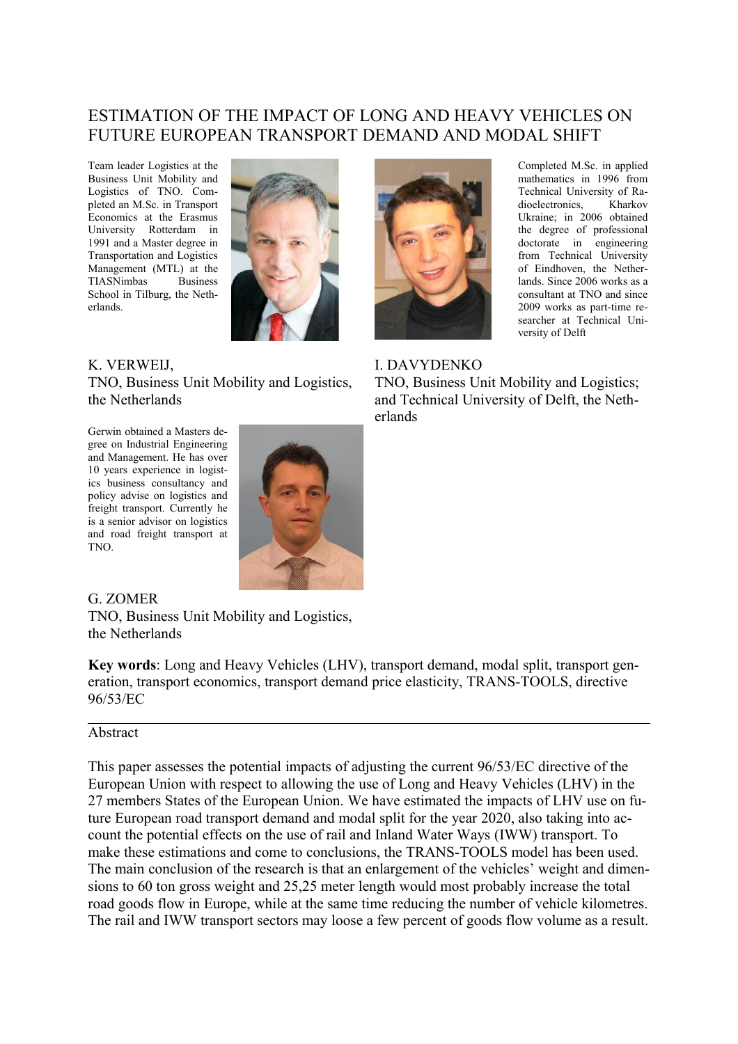# ESTIMATION OF THE IMPACT OF LONG AND HEAVY VEHICLES ON FUTURE EUROPEAN TRANSPORT DEMAND AND MODAL SHIFT

Team leader Logistics at the Business Unit Mobility and Logistics of TNO. Completed an M.Sc. in Transport Economics at the Erasmus University Rotterdam in 1991 and a Master degree in Transportation and Logistics Management (MTL) at the TIASNimbas Business School in Tilburg, the Netherlands.

K. VERWEIJ,
TNO, Business Unit Mobility and Logistics, the Netherlands

Completed M.Sc. in applied mathematics in 1996 from Technical University of Radioelectronics, Kharkov Ukraine; in 2006 obtained the degree of professional doctorate in engineering from Technical University of Eindhoven, the Netherlands. Since 2006 works as a consultant at TNO and since 2009 works as part-time researcher at Technical University of Delft

I. DAVYDENKO
TNO, Business Unit Mobility and Logistics; and Technical University of Delft, the Netherlands

Gerwin obtained a Masters degree on Industrial Engineering and Management. He has over 10 years experience in logistics business consultancy and policy advise on logistics and freight transport. Currently he is a senior advisor on logistics and road freight transport at TNO.

G. ZOMER
TNO, Business Unit Mobility and Logistics, the Netherlands

**Key words**: Long and Heavy Vehicles (LHV), transport demand, modal split, transport generation, transport economics, transport demand price elasticity, TRANS-TOOLS, directive 96/53/EC

---

## Abstract

This paper assesses the potential impacts of adjusting the current 96/53/EC directive of the European Union with respect to allowing the use of Long and Heavy Vehicles (LHV) in the 27 members States of the European Union. We have estimated the impacts of LHV use on future European road transport demand and modal split for the year 2020, also taking into account the potential effects on the use of rail and Inland Water Ways (IWW) transport. To make these estimations and come to conclusions, the TRANS-TOOLS model has been used. The main conclusion of the research is that an enlargement of the vehicles' weight and dimensions to 60 ton gross weight and 25,25 meter length would most probably increase the total road goods flow in Europe, while at the same time reducing the number of vehicle kilometres. The rail and IWW transport sectors may loose a few percent of goods flow volume as a result.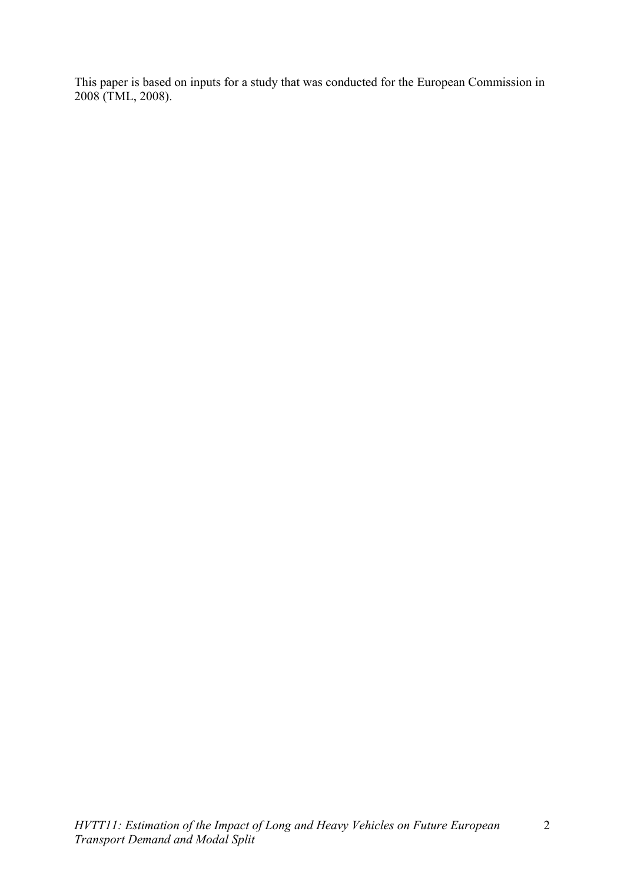This paper is based on inputs for a study that was conducted for the European Commission in 2008 (TML, 2008).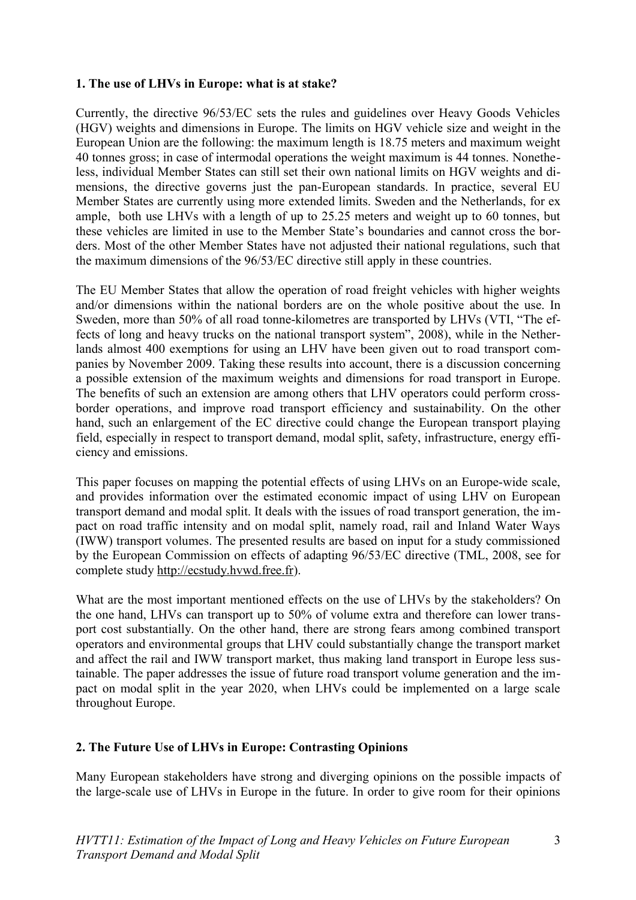## 1. The use of LHVs in Europe: what is at stake?

Currently, the directive 96/53/EC sets the rules and guidelines over Heavy Goods Vehicles (HGV) weights and dimensions in Europe. The limits on HGV vehicle size and weight in the European Union are the following: the maximum length is 18.75 meters and maximum weight 40 tonnes gross; in case of intermodal operations the weight maximum is 44 tonnes. Nonetheless, individual Member States can still set their own national limits on HGV weights and dimensions, the directive governs just the pan-European standards. In practice, several EU Member States are currently using more extended limits. Sweden and the Netherlands, for example, both use LHVs with a length of up to 25.25 meters and weight up to 60 tonnes, but these vehicles are limited in use to the Member State's boundaries and cannot cross the borders. Most of the other Member States have not adjusted their national regulations, such that the maximum dimensions of the 96/53/EC directive still apply in these countries.

The EU Member States that allow the operation of road freight vehicles with higher weights and/or dimensions within the national borders are on the whole positive about the use. In Sweden, more than 50% of all road tonne-kilometres are transported by LHVs (VTI, "The effects of long and heavy trucks on the national transport system", 2008), while in the Netherlands almost 400 exemptions for using an LHV have been given out to road transport companies by November 2009. Taking these results into account, there is a discussion concerning a possible extension of the maximum weights and dimensions for road transport in Europe. The benefits of such an extension are among others that LHV operators could perform cross-border operations, and improve road transport efficiency and sustainability. On the other hand, such an enlargement of the EC directive could change the European transport playing field, especially in respect to transport demand, modal split, safety, infrastructure, energy efficiency and emissions.

This paper focuses on mapping the potential effects of using LHVs on an Europe-wide scale, and provides information over the estimated economic impact of using LHV on European transport demand and modal split. It deals with the issues of road transport generation, the impact on road traffic intensity and on modal split, namely road, rail and Inland Water Ways (IWW) transport volumes. The presented results are based on input for a study commissioned by the European Commission on effects of adapting 96/53/EC directive (TML, 2008, see for complete study http://ecstudy.hvwd.free.fr).

What are the most important mentioned effects on the use of LHVs by the stakeholders? On the one hand, LHVs can transport up to 50% of volume extra and therefore can lower transport cost substantially. On the other hand, there are strong fears among combined transport operators and environmental groups that LHV could substantially change the transport market and affect the rail and IWW transport market, thus making land transport in Europe less sustainable. The paper addresses the issue of future road transport volume generation and the impact on modal split in the year 2020, when LHVs could be implemented on a large scale throughout Europe.

## 2. The Future Use of LHVs in Europe: Contrasting Opinions

Many European stakeholders have strong and diverging opinions on the possible impacts of the large-scale use of LHVs in Europe in the future. In order to give room for their opinions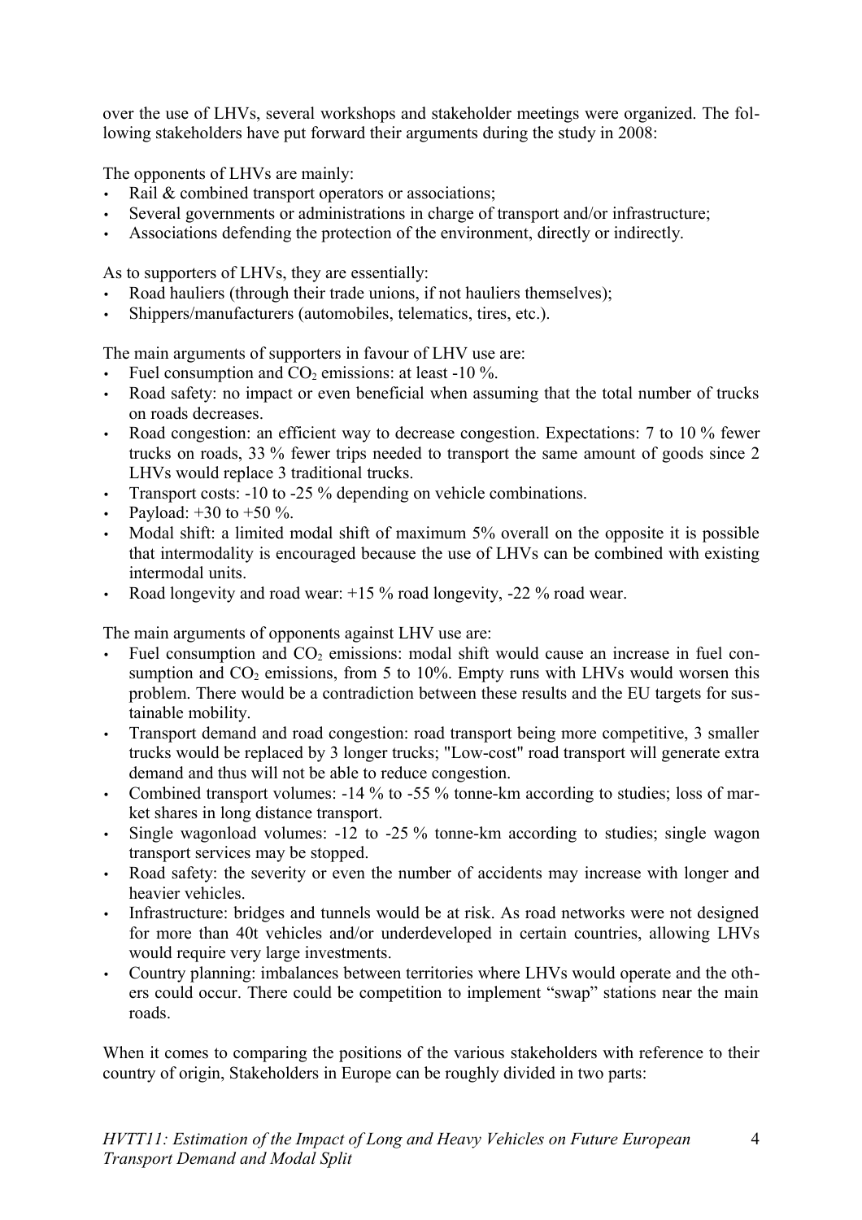over the use of LHVs, several workshops and stakeholder meetings were organized. The following stakeholders have put forward their arguments during the study in 2008:

The opponents of LHVs are mainly:

- Rail & combined transport operators or associations;
- Several governments or administrations in charge of transport and/or infrastructure;
- Associations defending the protection of the environment, directly or indirectly.

As to supporters of LHVs, they are essentially:

- Road hauliers (through their trade unions, if not hauliers themselves);
- Shippers/manufacturers (automobiles, telematics, tires, etc.).

The main arguments of supporters in favour of LHV use are:

- Fuel consumption and $CO_2$ emissions: at least -10 %.
- Road safety: no impact or even beneficial when assuming that the total number of trucks on roads decreases.
- Road congestion: an efficient way to decrease congestion. Expectations: 7 to 10 % fewer trucks on roads, 33 % fewer trips needed to transport the same amount of goods since 2 LHVs would replace 3 traditional trucks.
- Transport costs: -10 to -25 % depending on vehicle combinations.
- Payload: +30 to +50 %.
- Modal shift: a limited modal shift of maximum 5% overall on the opposite it is possible that intermodality is encouraged because the use of LHVs can be combined with existing intermodal units.
- Road longevity and road wear: +15 % road longevity, -22 % road wear.

The main arguments of opponents against LHV use are:

- Fuel consumption and $CO_2$ emissions: modal shift would cause an increase in fuel consumption and $CO_2$ emissions, from 5 to 10%. Empty runs with LHVs would worsen this problem. There would be a contradiction between these results and the EU targets for sustainable mobility.
- Transport demand and road congestion: road transport being more competitive, 3 smaller trucks would be replaced by 3 longer trucks; "Low-cost" road transport will generate extra demand and thus will not be able to reduce congestion.
- Combined transport volumes: -14 % to -55 % tonne-km according to studies; loss of market shares in long distance transport.
- Single wagonload volumes: -12 to -25 % tonne-km according to studies; single wagon transport services may be stopped.
- Road safety: the severity or even the number of accidents may increase with longer and heavier vehicles.
- Infrastructure: bridges and tunnels would be at risk. As road networks were not designed for more than 40t vehicles and/or underdeveloped in certain countries, allowing LHVs would require very large investments.
- Country planning: imbalances between territories where LHVs would operate and the others could occur. There could be competition to implement "swap" stations near the main roads.

When it comes to comparing the positions of the various stakeholders with reference to their country of origin, Stakeholders in Europe can be roughly divided in two parts: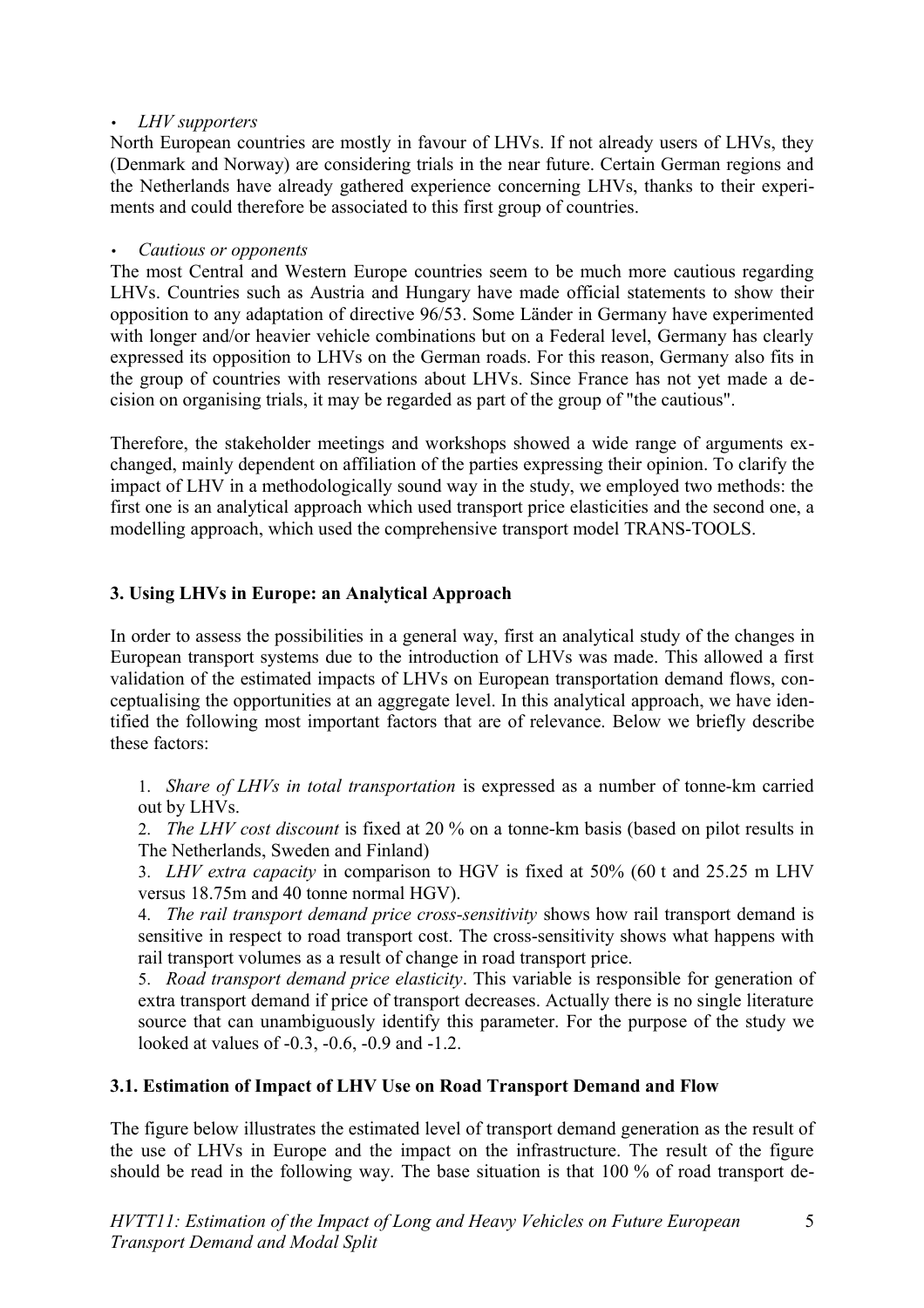- *LHV supporters*

North European countries are mostly in favour of LHVs. If not already users of LHVs, they (Denmark and Norway) are considering trials in the near future. Certain German regions and the Netherlands have already gathered experience concerning LHVs, thanks to their experiments and could therefore be associated to this first group of countries.

- *Cautious or opponents*

The most Central and Western Europe countries seem to be much more cautious regarding LHVs. Countries such as Austria and Hungary have made official statements to show their opposition to any adaptation of directive 96/53. Some Länder in Germany have experimented with longer and/or heavier vehicle combinations but on a Federal level, Germany has clearly expressed its opposition to LHVs on the German roads. For this reason, Germany also fits in the group of countries with reservations about LHVs. Since France has not yet made a decision on organising trials, it may be regarded as part of the group of "the cautious".

Therefore, the stakeholder meetings and workshops showed a wide range of arguments exchanged, mainly dependent on affiliation of the parties expressing their opinion. To clarify the impact of LHV in a methodologically sound way in the study, we employed two methods: the first one is an analytical approach which used transport price elasticities and the second one, a modelling approach, which used the comprehensive transport model TRANS-TOOLS.

## 3. Using LHVs in Europe: an Analytical Approach

In order to assess the possibilities in a general way, first an analytical study of the changes in European transport systems due to the introduction of LHVs was made. This allowed a first validation of the estimated impacts of LHVs on European transportation demand flows, conceptualising the opportunities at an aggregate level. In this analytical approach, we have identified the following most important factors that are of relevance. Below we briefly describe these factors:

1. *Share of LHVs in total transportation* is expressed as a number of tonne-km carried out by LHVs.
2. *The LHV cost discount* is fixed at 20 % on a tonne-km basis (based on pilot results in The Netherlands, Sweden and Finland)
3. *LHV extra capacity* in comparison to HGV is fixed at 50% (60 t and 25.25 m LHV versus 18.75m and 40 tonne normal HGV).
4. *The rail transport demand price cross-sensitivity* shows how rail transport demand is sensitive in respect to road transport cost. The cross-sensitivity shows what happens with rail transport volumes as a result of change in road transport price.
5. *Road transport demand price elasticity*. This variable is responsible for generation of extra transport demand if price of transport decreases. Actually there is no single literature source that can unambiguously identify this parameter. For the purpose of the study we looked at values of -0.3, -0.6, -0.9 and -1.2.

### 3.1. Estimation of Impact of LHV Use on Road Transport Demand and Flow

The figure below illustrates the estimated level of transport demand generation as the result of the use of LHVs in Europe and the impact on the infrastructure. The result of the figure should be read in the following way. The base situation is that 100 % of road transport de-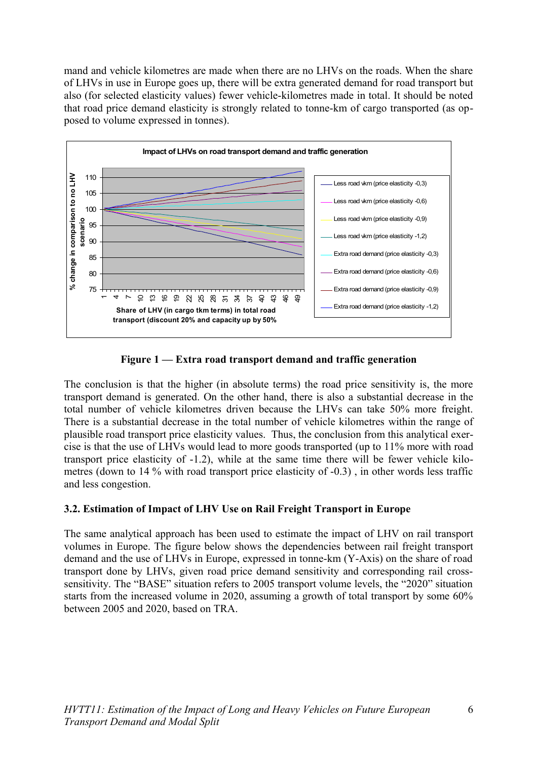mand and vehicle kilometres are made when there are no LHVs on the roads. When the share of LHVs in use in Europe goes up, there will be extra generated demand for road transport but also (for selected elasticity values) fewer vehicle-kilometres made in total. It should be noted that road price demand elasticity is strongly related to tonne-km of cargo transported (as opposed to volume expressed in tonnes).

**Figure 1 — Extra road transport demand and traffic generation**

The conclusion is that the higher (in absolute terms) the road price sensitivity is, the more transport demand is generated. On the other hand, there is also a substantial decrease in the total number of vehicle kilometres driven because the LHVs can take 50% more freight. There is a substantial decrease in the total number of vehicle kilometres within the range of plausible road transport price elasticity values. Thus, the conclusion from this analytical exercise is that the use of LHVs would lead to more goods transported (up to 11% more with road transport price elasticity of -1.2), while at the same time there will be fewer vehicle kilometres (down to 14 % with road transport price elasticity of -0.3) , in other words less traffic and less congestion.

### 3.2. Estimation of Impact of LHV Use on Rail Freight Transport in Europe

The same analytical approach has been used to estimate the impact of LHV on rail transport volumes in Europe. The figure below shows the dependencies between rail freight transport demand and the use of LHVs in Europe, expressed in tonne-km (Y-Axis) on the share of road transport done by LHVs, given road price demand sensitivity and corresponding rail cross-sensitivity. The "BASE" situation refers to 2005 transport volume levels, the "2020" situation starts from the increased volume in 2020, assuming a growth of total transport by some 60% between 2005 and 2020, based on TRA.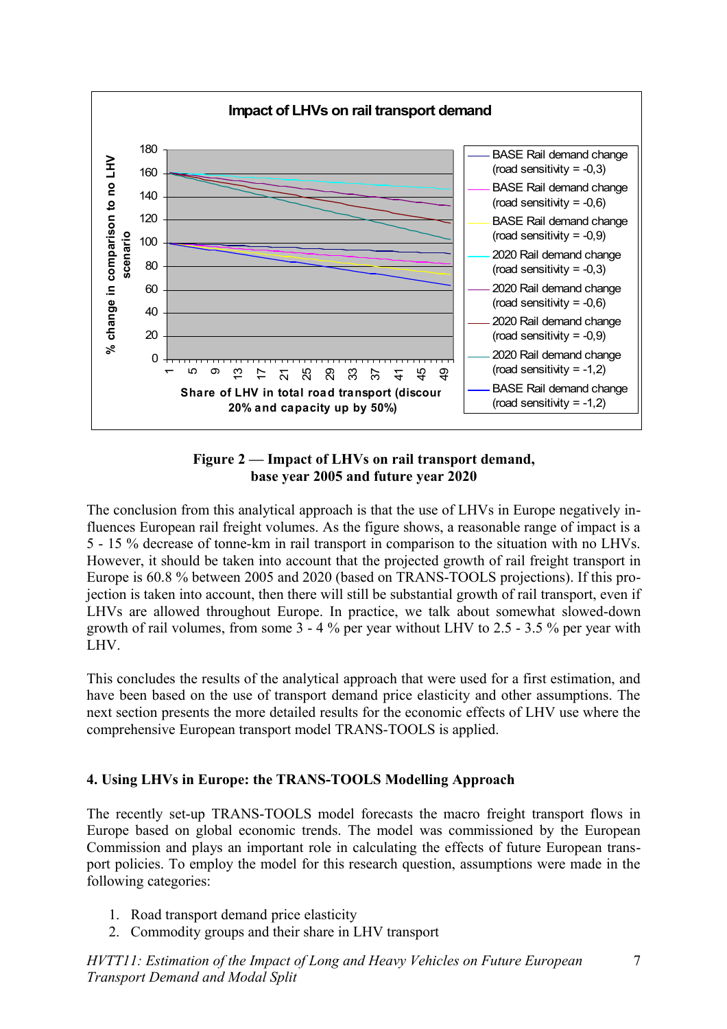**Figure 2 — Impact of LHVs on rail transport demand, base year 2005 and future year 2020**

The conclusion from this analytical approach is that the use of LHVs in Europe negatively influences European rail freight volumes. As the figure shows, a reasonable range of impact is a 5 - 15 % decrease of tonne-km in rail transport in comparison to the situation with no LHVs. However, it should be taken into account that the projected growth of rail freight transport in Europe is 60.8 % between 2005 and 2020 (based on TRANS-TOOLS projections). If this projection is taken into account, then there will still be substantial growth of rail transport, even if LHVs are allowed throughout Europe. In practice, we talk about somewhat slowed-down growth of rail volumes, from some 3 - 4 % per year without LHV to 2.5 - 3.5 % per year with LHV.

This concludes the results of the analytical approach that were used for a first estimation, and have been based on the use of transport demand price elasticity and other assumptions. The next section presents the more detailed results for the economic effects of LHV use where the comprehensive European transport model TRANS-TOOLS is applied.

## 4. Using LHVs in Europe: the TRANS-TOOLS Modelling Approach

The recently set-up TRANS-TOOLS model forecasts the macro freight transport flows in Europe based on global economic trends. The model was commissioned by the European Commission and plays an important role in calculating the effects of future European transport policies. To employ the model for this research question, assumptions were made in the following categories:

1. Road transport demand price elasticity
2. Commodity groups and their share in LHV transport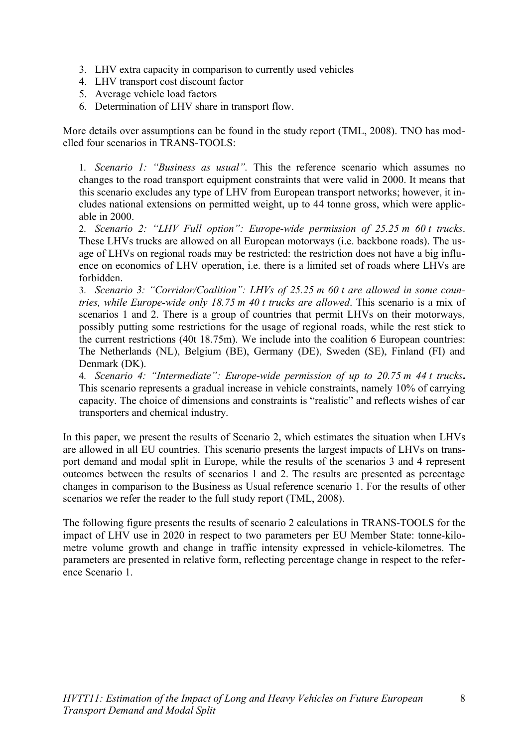3. LHV extra capacity in comparison to currently used vehicles
4. LHV transport cost discount factor
5. Average vehicle load factors
6. Determination of LHV share in transport flow.

More details over assumptions can be found in the study report (TML, 2008). TNO has modelled four scenarios in TRANS-TOOLS:

1. *Scenario 1: "Business as usual".* This the reference scenario which assumes no changes to the road transport equipment constraints that were valid in 2000. It means that this scenario excludes any type of LHV from European transport networks; however, it includes national extensions on permitted weight, up to 44 tonne gross, which were applicable in 2000.
2. *Scenario 2: "LHV Full option": Europe-wide permission of 25.25 m 60 t trucks*. These LHVs trucks are allowed on all European motorways (i.e. backbone roads). The usage of LHVs on regional roads may be restricted: the restriction does not have a big influence on economics of LHV operation, i.e. there is a limited set of roads where LHVs are forbidden.
3. *Scenario 3: "Corridor/Coalition": LHVs of 25.25 m 60 t are allowed in some countries, while Europe-wide only 18.75 m 40 t trucks are allowed*. This scenario is a mix of scenarios 1 and 2. There is a group of countries that permit LHVs on their motorways, possibly putting some restrictions for the usage of regional roads, while the rest stick to the current restrictions (40t 18.75m). We include into the coalition 6 European countries: The Netherlands (NL), Belgium (BE), Germany (DE), Sweden (SE), Finland (FI) and Denmark (DK).
4. *Scenario 4: "Intermediate": Europe-wide permission of up to 20.75 m 44 t trucks***.** This scenario represents a gradual increase in vehicle constraints, namely 10% of carrying capacity. The choice of dimensions and constraints is "realistic" and reflects wishes of car transporters and chemical industry.

In this paper, we present the results of Scenario 2, which estimates the situation when LHVs are allowed in all EU countries. This scenario presents the largest impacts of LHVs on transport demand and modal split in Europe, while the results of the scenarios 3 and 4 represent outcomes between the results of scenarios 1 and 2. The results are presented as percentage changes in comparison to the Business as Usual reference scenario 1. For the results of other scenarios we refer the reader to the full study report (TML, 2008).

The following figure presents the results of scenario 2 calculations in TRANS-TOOLS for the impact of LHV use in 2020 in respect to two parameters per EU Member State: tonne-kilometre volume growth and change in traffic intensity expressed in vehicle-kilometres. The parameters are presented in relative form, reflecting percentage change in respect to the reference Scenario 1.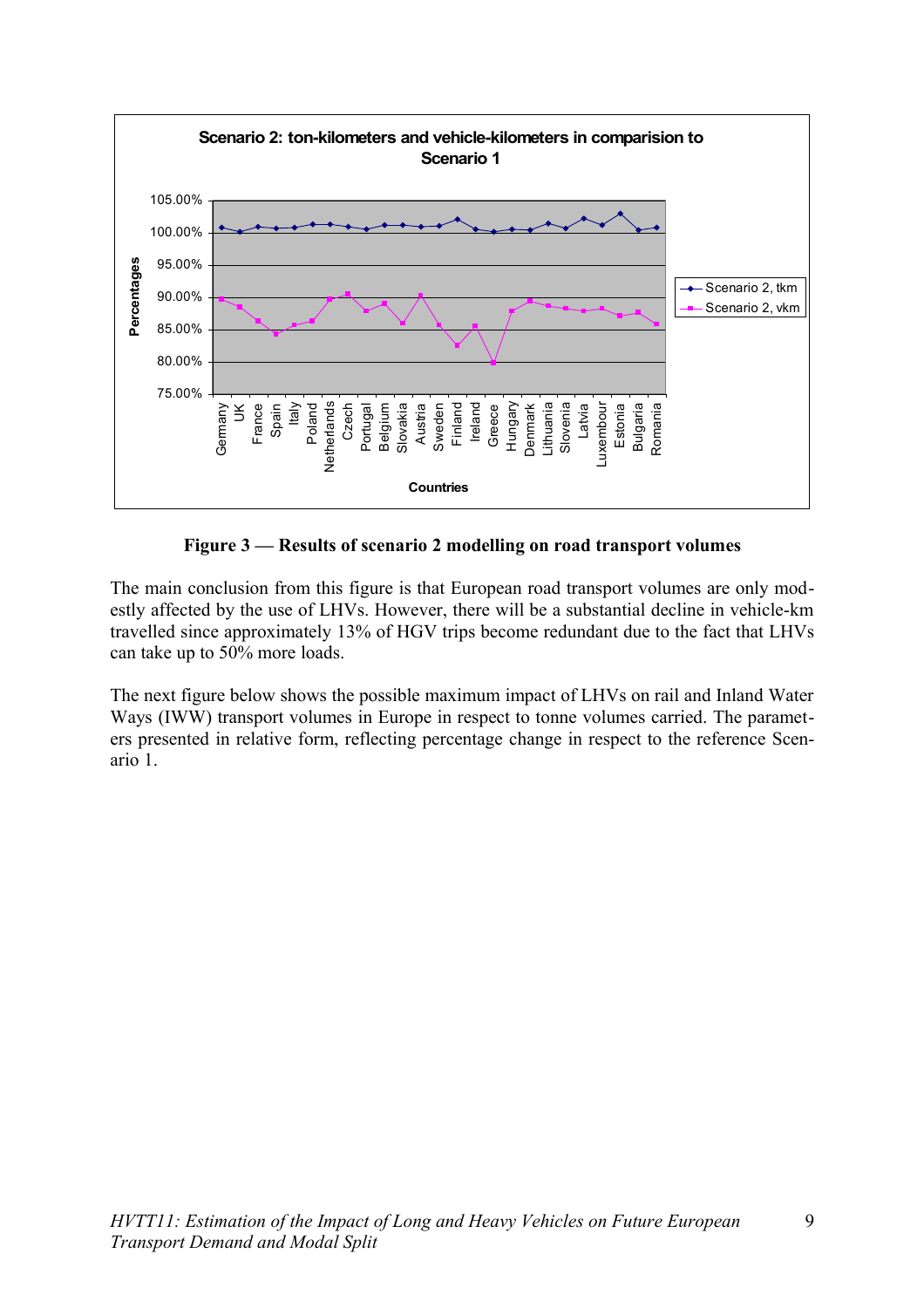**Figure 3 — Results of scenario 2 modelling on road transport volumes**

The main conclusion from this figure is that European road transport volumes are only modestly affected by the use of LHVs. However, there will be a substantial decline in vehicle-km travelled since approximately 13% of HGV trips become redundant due to the fact that LHVs can take up to 50% more loads.

The next figure below shows the possible maximum impact of LHVs on rail and Inland Water Ways (IWW) transport volumes in Europe in respect to tonne volumes carried. The parameters presented in relative form, reflecting percentage change in respect to the reference Scenario 1.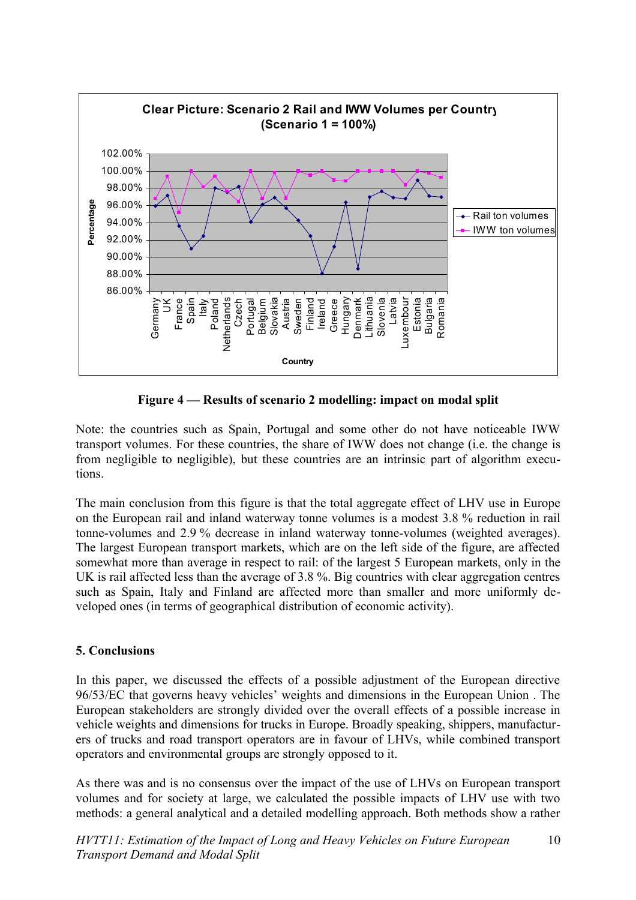**Figure 4 — Results of scenario 2 modelling: impact on modal split**

Note: the countries such as Spain, Portugal and some other do not have noticeable IWW transport volumes. For these countries, the share of IWW does not change (i.e. the change is from negligible to negligible), but these countries are an intrinsic part of algorithm executions.

The main conclusion from this figure is that the total aggregate effect of LHV use in Europe on the European rail and inland waterway tonne volumes is a modest 3.8 % reduction in rail tonne-volumes and 2.9 % decrease in inland waterway tonne-volumes (weighted averages). The largest European transport markets, which are on the left side of the figure, are affected somewhat more than average in respect to rail: of the largest 5 European markets, only in the UK is rail affected less than the average of 3.8 %. Big countries with clear aggregation centres such as Spain, Italy and Finland are affected more than smaller and more uniformly developed ones (in terms of geographical distribution of economic activity).

## 5. Conclusions

In this paper, we discussed the effects of a possible adjustment of the European directive 96/53/EC that governs heavy vehicles' weights and dimensions in the European Union . The European stakeholders are strongly divided over the overall effects of a possible increase in vehicle weights and dimensions for trucks in Europe. Broadly speaking, shippers, manufacturers of trucks and road transport operators are in favour of LHVs, while combined transport operators and environmental groups are strongly opposed to it.

As there was and is no consensus over the impact of the use of LHVs on European transport volumes and for society at large, we calculated the possible impacts of LHV use with two methods: a general analytical and a detailed modelling approach. Both methods show a rather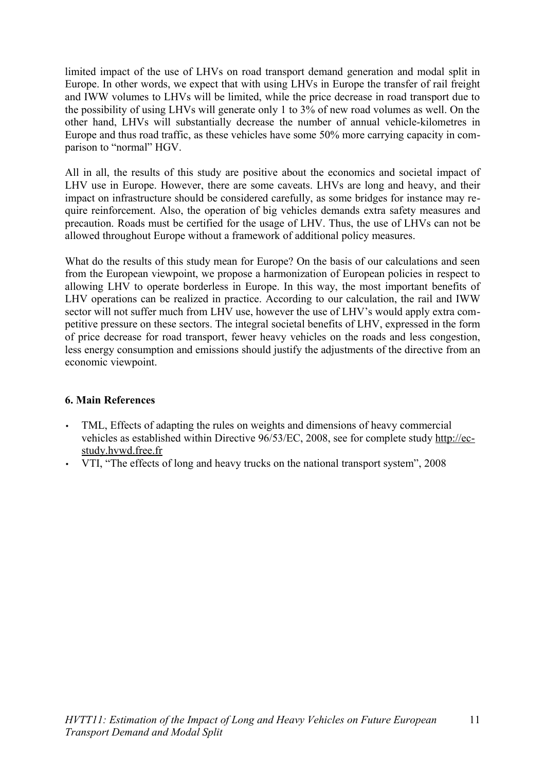limited impact of the use of LHVs on road transport demand generation and modal split in Europe. In other words, we expect that with using LHVs in Europe the transfer of rail freight and IWW volumes to LHVs will be limited, while the price decrease in road transport due to the possibility of using LHVs will generate only 1 to 3% of new road volumes as well. On the other hand, LHVs will substantially decrease the number of annual vehicle-kilometres in Europe and thus road traffic, as these vehicles have some 50% more carrying capacity in comparison to "normal" HGV.

All in all, the results of this study are positive about the economics and societal impact of LHV use in Europe. However, there are some caveats. LHVs are long and heavy, and their impact on infrastructure should be considered carefully, as some bridges for instance may require reinforcement. Also, the operation of big vehicles demands extra safety measures and precaution. Roads must be certified for the usage of LHV. Thus, the use of LHVs can not be allowed throughout Europe without a framework of additional policy measures.

What do the results of this study mean for Europe? On the basis of our calculations and seen from the European viewpoint, we propose a harmonization of European policies in respect to allowing LHV to operate borderless in Europe. In this way, the most important benefits of LHV operations can be realized in practice. According to our calculation, the rail and IWW sector will not suffer much from LHV use, however the use of LHV's would apply extra competitive pressure on these sectors. The integral societal benefits of LHV, expressed in the form of price decrease for road transport, fewer heavy vehicles on the roads and less congestion, less energy consumption and emissions should justify the adjustments of the directive from an economic viewpoint.

### 6. Main References

- TML, Effects of adapting the rules on weights and dimensions of heavy commercial vehicles as established within Directive 96/53/EC, 2008, see for complete study http://ec-study.hvwd.free.fr
- VTI, "The effects of long and heavy trucks on the national transport system", 2008